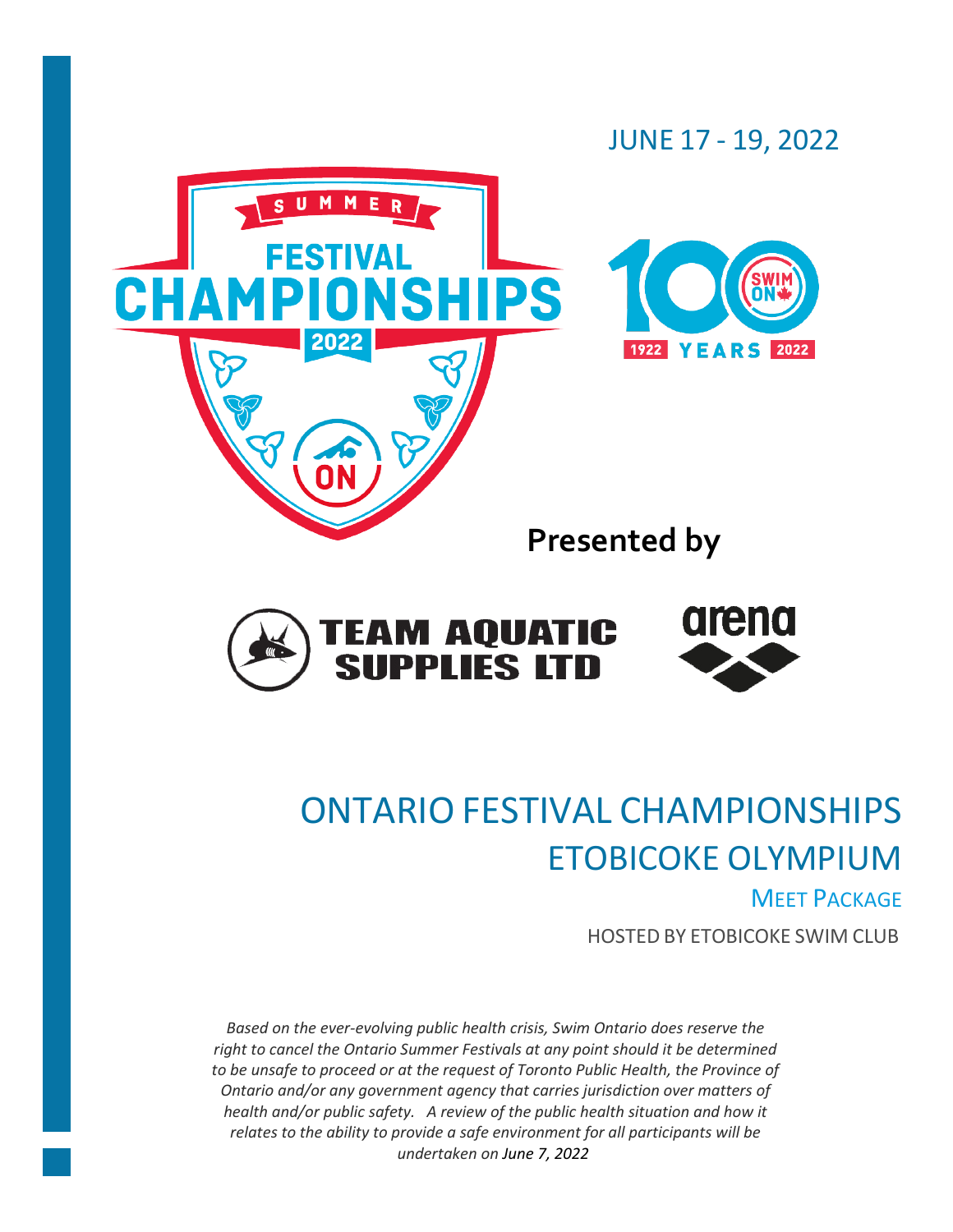JUNE 17 - 19, 2022

**Presented by**

# ONTARIO FESTIVAL CHAMPIONSHIPS
# ETOBICOKE OLYMPIUM

## MEET PACKAGE

HOSTED BY ETOBICOKE SWIM CLUB

*Based on the ever-evolving public health crisis, Swim Ontario does reserve the right to cancel the Ontario Summer Festivals at any point should it be determined to be unsafe to proceed or at the request of Toronto Public Health, the Province of Ontario and/or any government agency that carries jurisdiction over matters of health and/or public safety. A review of the public health situation and how it relates to the ability to provide a safe environment for all participants will be undertaken on June 7, 2022*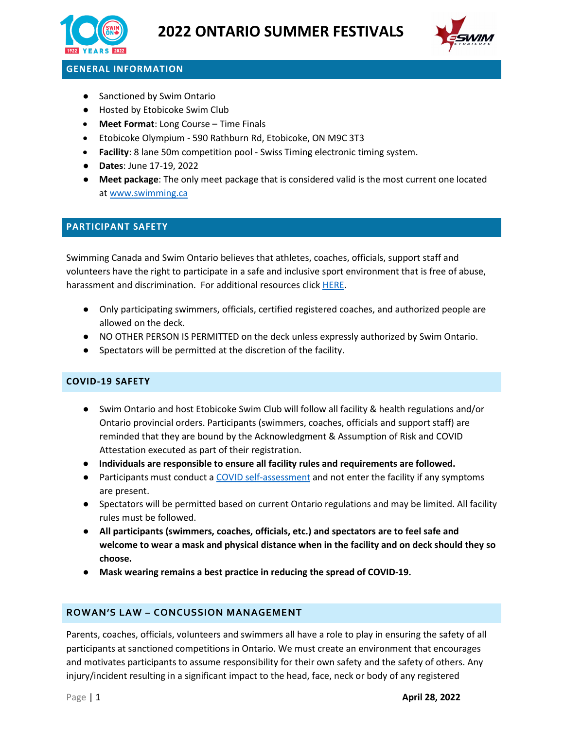# 2022 ONTARIO SUMMER FESTIVALS

## GENERAL INFORMATION

- Sanctioned by Swim Ontario
- Hosted by Etobicoke Swim Club
- **Meet Format**: Long Course – Time Finals
- Etobicoke Olympium - 590 Rathburn Rd, Etobicoke, ON M9C 3T3
- **Facility**: 8 lane 50m competition pool - Swiss Timing electronic timing system.
- **Dates**: June 17-19, 2022
- **Meet package**: The only meet package that is considered valid is the most current one located at www.swimming.ca

## PARTICIPANT SAFETY

Swimming Canada and Swim Ontario believes that athletes, coaches, officials, support staff and volunteers have the right to participate in a safe and inclusive sport environment that is free of abuse, harassment and discrimination. For additional resources click HERE.

- Only participating swimmers, officials, certified registered coaches, and authorized people are allowed on the deck.
- NO OTHER PERSON IS PERMITTED on the deck unless expressly authorized by Swim Ontario.
- Spectators will be permitted at the discretion of the facility.

## COVID-19 SAFETY

- Swim Ontario and host Etobicoke Swim Club will follow all facility & health regulations and/or Ontario provincial orders. Participants (swimmers, coaches, officials and support staff) are reminded that they are bound by the Acknowledgment & Assumption of Risk and COVID Attestation executed as part of their registration.
- **Individuals are responsible to ensure all facility rules and requirements are followed.**
- Participants must conduct a COVID self-assessment and not enter the facility if any symptoms are present.
- Spectators will be permitted based on current Ontario regulations and may be limited. All facility rules must be followed.
- **All participants (swimmers, coaches, officials, etc.) and spectators are to feel safe and welcome to wear a mask and physical distance when in the facility and on deck should they so choose.**
- **Mask wearing remains a best practice in reducing the spread of COVID-19.**

## ROWAN'S LAW – CONCUSSION MANAGEMENT

Parents, coaches, officials, volunteers and swimmers all have a role to play in ensuring the safety of all participants at sanctioned competitions in Ontario. We must create an environment that encourages and motivates participants to assume responsibility for their own safety and the safety of others. Any injury/incident resulting in a significant impact to the head, face, neck or body of any registered

**April 28, 2022**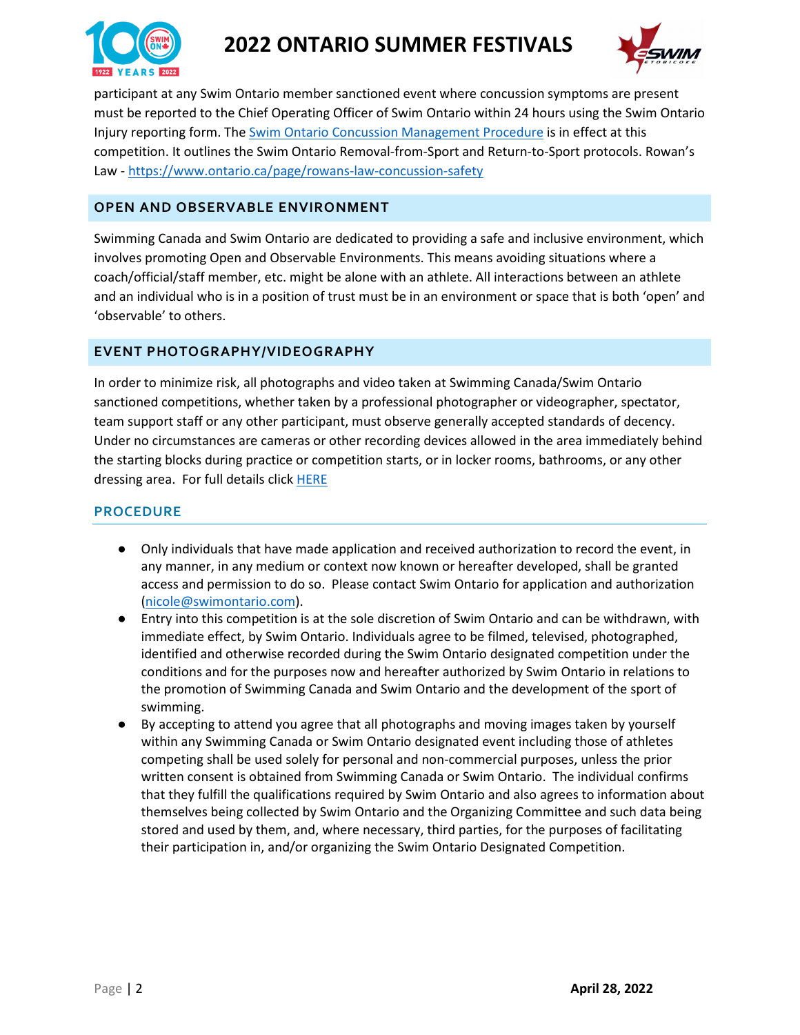participant at any Swim Ontario member sanctioned event where concussion symptoms are present must be reported to the Chief Operating Officer of Swim Ontario within 24 hours using the Swim Ontario Injury reporting form. The [Swim Ontario Concussion Management Procedure]() is in effect at this competition. It outlines the Swim Ontario Removal-from-Sport and Return-to-Sport protocols. Rowan's Law - https://www.ontario.ca/page/rowans-law-concussion-safety

## OPEN AND OBSERVABLE ENVIRONMENT

Swimming Canada and Swim Ontario are dedicated to providing a safe and inclusive environment, which involves promoting Open and Observable Environments. This means avoiding situations where a coach/official/staff member, etc. might be alone with an athlete. All interactions between an athlete and an individual who is in a position of trust must be in an environment or space that is both 'open' and 'observable' to others.

## EVENT PHOTOGRAPHY/VIDEOGRAPHY

In order to minimize risk, all photographs and video taken at Swimming Canada/Swim Ontario sanctioned competitions, whether taken by a professional photographer or videographer, spectator, team support staff or any other participant, must observe generally accepted standards of decency. Under no circumstances are cameras or other recording devices allowed in the area immediately behind the starting blocks during practice or competition starts, or in locker rooms, bathrooms, or any other dressing area. For full details click HERE

### PROCEDURE

- Only individuals that have made application and received authorization to record the event, in any manner, in any medium or context now known or hereafter developed, shall be granted access and permission to do so. Please contact Swim Ontario for application and authorization (nicole@swimontario.com).
- Entry into this competition is at the sole discretion of Swim Ontario and can be withdrawn, with immediate effect, by Swim Ontario. Individuals agree to be filmed, televised, photographed, identified and otherwise recorded during the Swim Ontario designated competition under the conditions and for the purposes now and hereafter authorized by Swim Ontario in relations to the promotion of Swimming Canada and Swim Ontario and the development of the sport of swimming.
- By accepting to attend you agree that all photographs and moving images taken by yourself within any Swimming Canada or Swim Ontario designated event including those of athletes competing shall be used solely for personal and non-commercial purposes, unless the prior written consent is obtained from Swimming Canada or Swim Ontario. The individual confirms that they fulfill the qualifications required by Swim Ontario and also agrees to information about themselves being collected by Swim Ontario and the Organizing Committee and such data being stored and used by them, and, where necessary, third parties, for the purposes of facilitating their participation in, and/or organizing the Swim Ontario Designated Competition.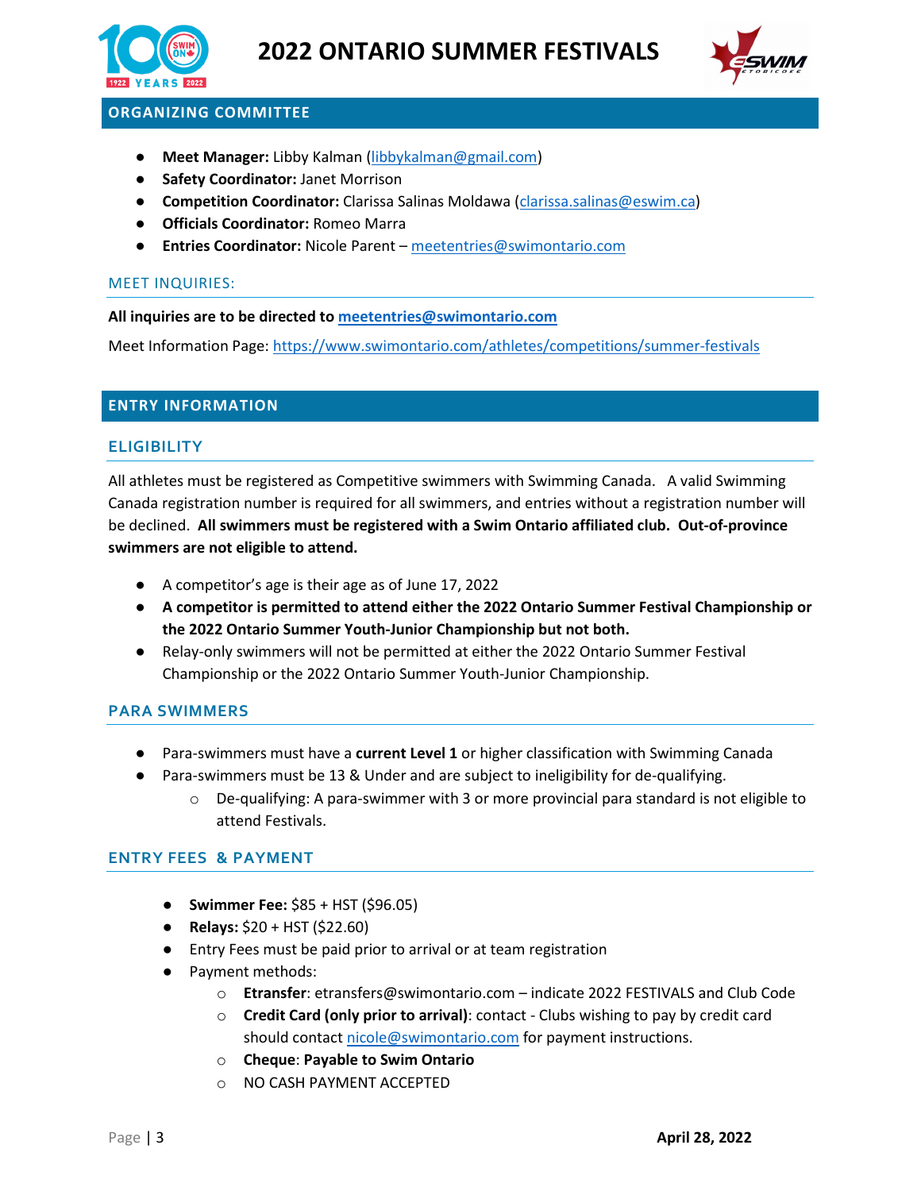# 2022 ONTARIO SUMMER FESTIVALS

## ORGANIZING COMMITTEE

- **Meet Manager:** Libby Kalman (libbykalman@gmail.com)
- **Safety Coordinator:** Janet Morrison
- **Competition Coordinator:** Clarissa Salinas Moldawa (clarissa.salinas@eswim.ca)
- **Officials Coordinator:** Romeo Marra
- **Entries Coordinator:** Nicole Parent – meetentries@swimontario.com

### MEET INQUIRIES:

**All inquiries are to be directed to meetentries@swimontario.com**

Meet Information Page: https://www.swimontario.com/athletes/competitions/summer-festivals

## ENTRY INFORMATION

### ELIGIBILITY

All athletes must be registered as Competitive swimmers with Swimming Canada. A valid Swimming Canada registration number is required for all swimmers, and entries without a registration number will be declined. **All swimmers must be registered with a Swim Ontario affiliated club. Out-of-province swimmers are not eligible to attend.**

- A competitor's age is their age as of June 17, 2022
- **A competitor is permitted to attend either the 2022 Ontario Summer Festival Championship or the 2022 Ontario Summer Youth-Junior Championship but not both.**
- Relay-only swimmers will not be permitted at either the 2022 Ontario Summer Festival Championship or the 2022 Ontario Summer Youth-Junior Championship.

### PARA SWIMMERS

- Para-swimmers must have a **current Level 1** or higher classification with Swimming Canada
- Para-swimmers must be 13 & Under and are subject to ineligibility for de-qualifying.
  - De-qualifying: A para-swimmer with 3 or more provincial para standard is not eligible to attend Festivals.

### ENTRY FEES & PAYMENT

- **Swimmer Fee:** $85 + HST ($96.05)
- **Relays:** $20 + HST ($22.60)
- Entry Fees must be paid prior to arrival or at team registration
- Payment methods:
  - **Etransfer**: etransfers@swimontario.com – indicate 2022 FESTIVALS and Club Code
  - **Credit Card (only prior to arrival)**: contact - Clubs wishing to pay by credit card should contact nicole@swimontario.com for payment instructions.
  - **Cheque**: **Payable to Swim Ontario**
  - NO CASH PAYMENT ACCEPTED

**April 28, 2022**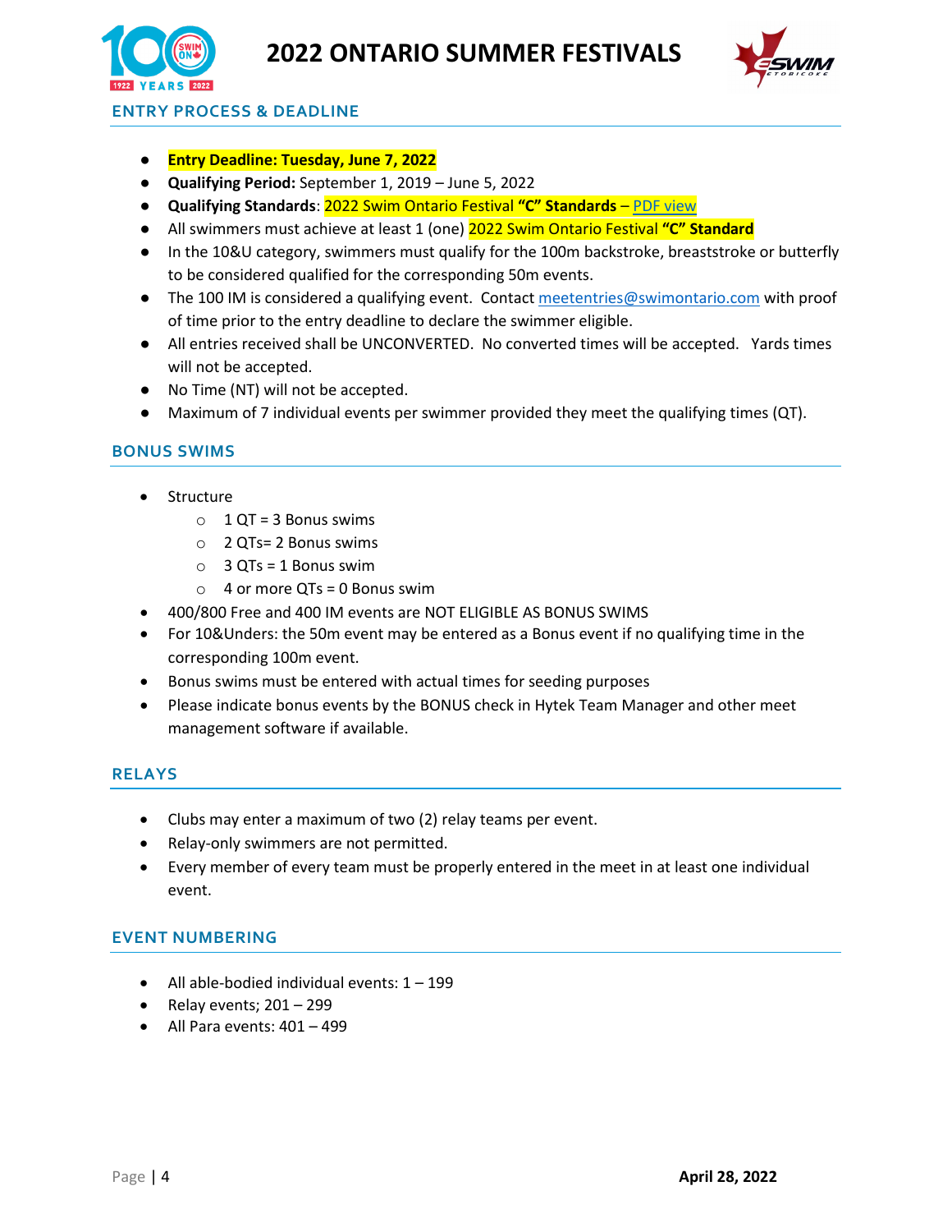## ENTRY PROCESS & DEADLINE

- **Entry Deadline: Tuesday, June 7, 2022**
- **Qualifying Period:** September 1, 2019 – June 5, 2022
- **Qualifying Standards**: 2022 Swim Ontario Festival **"C" Standards** – PDF view
- All swimmers must achieve at least 1 (one) 2022 Swim Ontario Festival **"C" Standard**
- In the 10&U category, swimmers must qualify for the 100m backstroke, breaststroke or butterfly to be considered qualified for the corresponding 50m events.
- The 100 IM is considered a qualifying event. Contact meetentries@swimontario.com with proof of time prior to the entry deadline to declare the swimmer eligible.
- All entries received shall be UNCONVERTED. No converted times will be accepted. Yards times will not be accepted.
- No Time (NT) will not be accepted.
- Maximum of 7 individual events per swimmer provided they meet the qualifying times (QT).

## BONUS SWIMS

- Structure
  - 1 QT = 3 Bonus swims
  - 2 QTs= 2 Bonus swims
  - 3 QTs = 1 Bonus swim
  - 4 or more QTs = 0 Bonus swim
- 400/800 Free and 400 IM events are NOT ELIGIBLE AS BONUS SWIMS
- For 10&Unders: the 50m event may be entered as a Bonus event if no qualifying time in the corresponding 100m event.
- Bonus swims must be entered with actual times for seeding purposes
- Please indicate bonus events by the BONUS check in Hytek Team Manager and other meet management software if available.

## RELAYS

- Clubs may enter a maximum of two (2) relay teams per event.
- Relay-only swimmers are not permitted.
- Every member of every team must be properly entered in the meet in at least one individual event.

## EVENT NUMBERING

- All able-bodied individual events: 1 – 199
- Relay events; 201 – 299
- All Para events: 401 – 499

April 28, 2022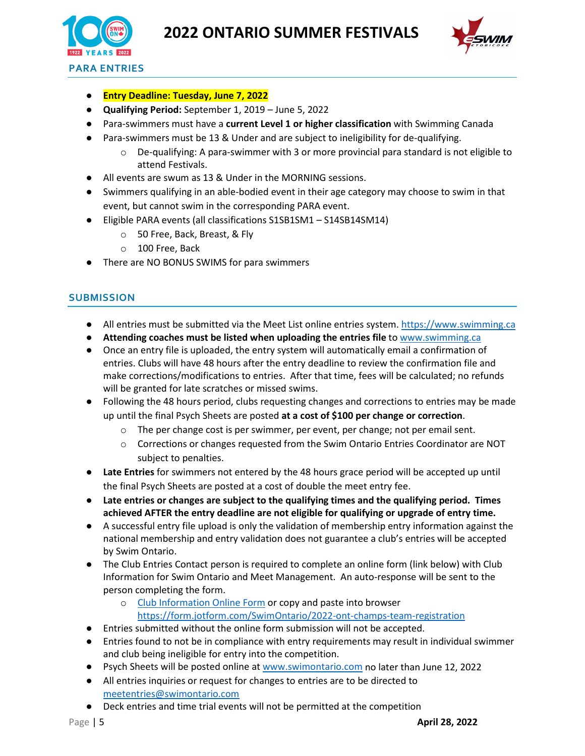## PARA ENTRIES

- **Entry Deadline: Tuesday, June 7, 2022**
- **Qualifying Period:** September 1, 2019 – June 5, 2022
- Para-swimmers must have a **current Level 1 or higher classification** with Swimming Canada
- Para-swimmers must be 13 & Under and are subject to ineligibility for de-qualifying.
  - De-qualifying: A para-swimmer with 3 or more provincial para standard is not eligible to attend Festivals.
- All events are swum as 13 & Under in the MORNING sessions.
- Swimmers qualifying in an able-bodied event in their age category may choose to swim in that event, but cannot swim in the corresponding PARA event.
- Eligible PARA events (all classifications S1SB1SM1 – S14SB14SM14)
  - 50 Free, Back, Breast, & Fly
  - 100 Free, Back
- There are NO BONUS SWIMS for para swimmers

## SUBMISSION

- All entries must be submitted via the Meet List online entries system. https://www.swimming.ca
- **Attending coaches must be listed when uploading the entries file** to www.swimming.ca
- Once an entry file is uploaded, the entry system will automatically email a confirmation of entries. Clubs will have 48 hours after the entry deadline to review the confirmation file and make corrections/modifications to entries. After that time, fees will be calculated; no refunds will be granted for late scratches or missed swims.
- Following the 48 hours period, clubs requesting changes and corrections to entries may be made up until the final Psych Sheets are posted **at a cost of $100 per change or correction**.
  - The per change cost is per swimmer, per event, per change; not per email sent.
  - Corrections or changes requested from the Swim Ontario Entries Coordinator are NOT subject to penalties.
- **Late Entries** for swimmers not entered by the 48 hours grace period will be accepted up until the final Psych Sheets are posted at a cost of double the meet entry fee.
- **Late entries or changes are subject to the qualifying times and the qualifying period. Times achieved AFTER the entry deadline are not eligible for qualifying or upgrade of entry time.**
- A successful entry file upload is only the validation of membership entry information against the national membership and entry validation does not guarantee a club's entries will be accepted by Swim Ontario.
- The Club Entries Contact person is required to complete an online form (link below) with Club Information for Swim Ontario and Meet Management. An auto-response will be sent to the person completing the form.
  - Club Information Online Form or copy and paste into browser https://form.jotform.com/SwimOntario/2022-ont-champs-team-registration
- Entries submitted without the online form submission will not be accepted.
- Entries found to not be in compliance with entry requirements may result in individual swimmer and club being ineligible for entry into the competition.
- Psych Sheets will be posted online at www.swimontario.com no later than June 12, 2022
- All entries inquiries or request for changes to entries are to be directed to meetentries@swimontario.com
- Deck entries and time trial events will not be permitted at the competition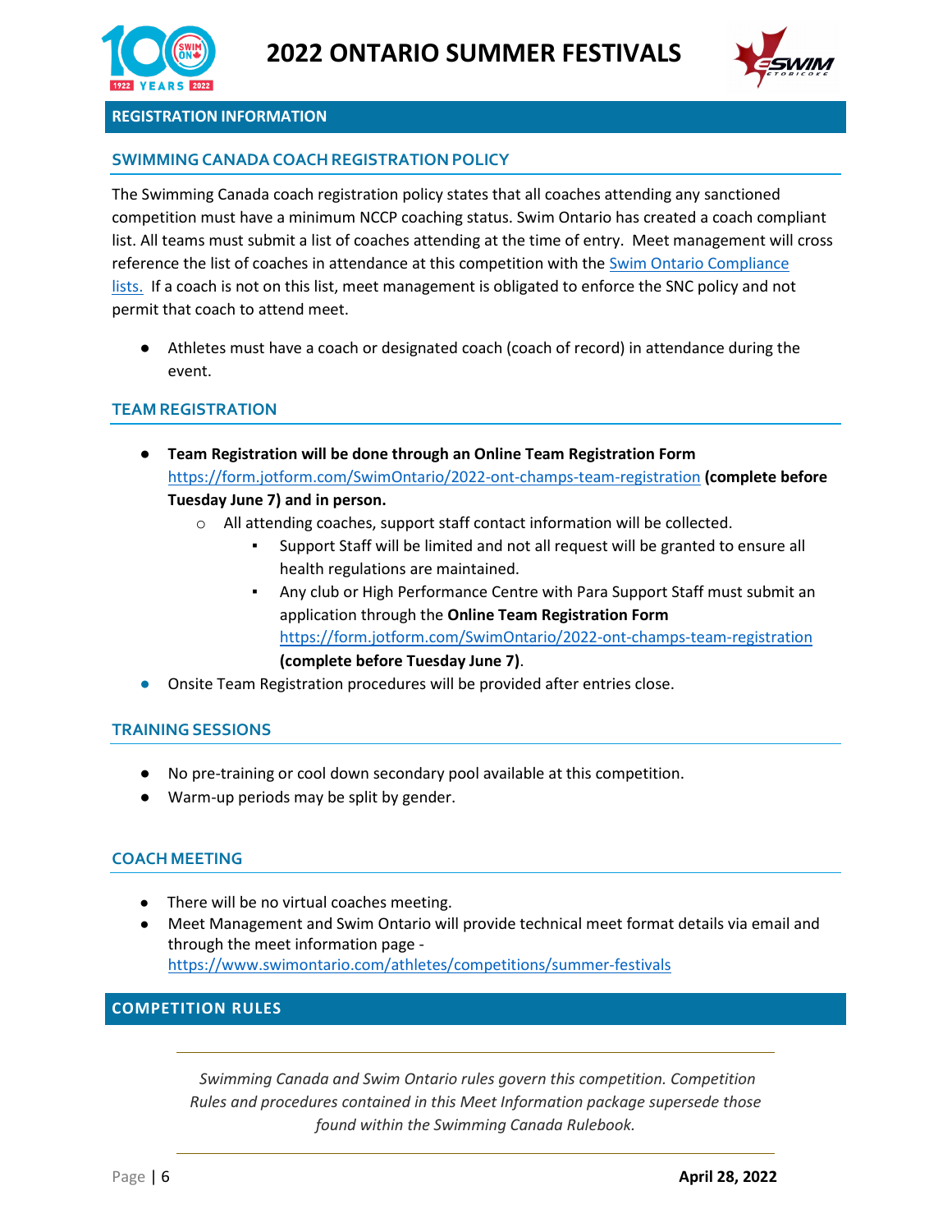## REGISTRATION INFORMATION

### SWIMMING CANADA COACH REGISTRATION POLICY

The Swimming Canada coach registration policy states that all coaches attending any sanctioned competition must have a minimum NCCP coaching status. Swim Ontario has created a coach compliant list. All teams must submit a list of coaches attending at the time of entry. Meet management will cross reference the list of coaches in attendance at this competition with the [Swim Ontario Compliance lists.](#) If a coach is not on this list, meet management is obligated to enforce the SNC policy and not permit that coach to attend meet.

- Athletes must have a coach or designated coach (coach of record) in attendance during the event.

### TEAM REGISTRATION

- **Team Registration will be done through an Online Team Registration Form** https://form.jotform.com/SwimOntario/2022-ont-champs-team-registration **(complete before Tuesday June 7) and in person.**
    - All attending coaches, support staff contact information will be collected.
        - Support Staff will be limited and not all request will be granted to ensure all health regulations are maintained.
        - Any club or High Performance Centre with Para Support Staff must submit an application through the **Online Team Registration Form** https://form.jotform.com/SwimOntario/2022-ont-champs-team-registration **(complete before Tuesday June 7)**.
- Onsite Team Registration procedures will be provided after entries close.

### TRAINING SESSIONS

- No pre-training or cool down secondary pool available at this competition.
- Warm-up periods may be split by gender.

### COACH MEETING

- There will be no virtual coaches meeting.
- Meet Management and Swim Ontario will provide technical meet format details via email and through the meet information page - https://www.swimontario.com/athletes/competitions/summer-festivals

## COMPETITION RULES

*Swimming Canada and Swim Ontario rules govern this competition. Competition Rules and procedures contained in this Meet Information package supersede those found within the Swimming Canada Rulebook.*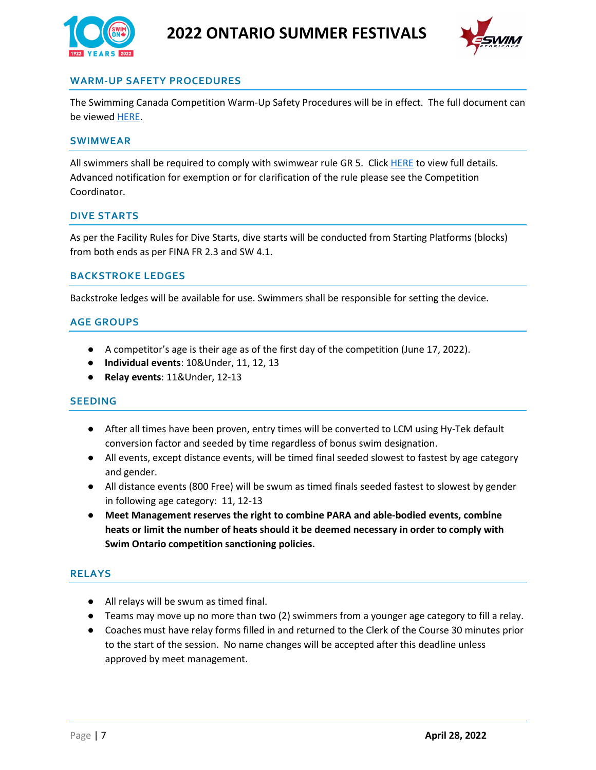## WARM-UP SAFETY PROCEDURES

The Swimming Canada Competition Warm-Up Safety Procedures will be in effect. The full document can be viewed HERE.

## SWIMWEAR

All swimmers shall be required to comply with swimwear rule GR 5. Click HERE to view full details. Advanced notification for exemption or for clarification of the rule please see the Competition Coordinator.

## DIVE STARTS

As per the Facility Rules for Dive Starts, dive starts will be conducted from Starting Platforms (blocks) from both ends as per FINA FR 2.3 and SW 4.1.

## BACKSTROKE LEDGES

Backstroke ledges will be available for use. Swimmers shall be responsible for setting the device.

## AGE GROUPS

- A competitor's age is their age as of the first day of the competition (June 17, 2022).
- **Individual events**: 10&Under, 11, 12, 13
- **Relay events**: 11&Under, 12-13

## SEEDING

- After all times have been proven, entry times will be converted to LCM using Hy-Tek default conversion factor and seeded by time regardless of bonus swim designation.
- All events, except distance events, will be timed final seeded slowest to fastest by age category and gender.
- All distance events (800 Free) will be swum as timed finals seeded fastest to slowest by gender in following age category: 11, 12-13
- **Meet Management reserves the right to combine PARA and able-bodied events, combine heats or limit the number of heats should it be deemed necessary in order to comply with Swim Ontario competition sanctioning policies.**

## RELAYS

- All relays will be swum as timed final.
- Teams may move up no more than two (2) swimmers from a younger age category to fill a relay.
- Coaches must have relay forms filled in and returned to the Clerk of the Course 30 minutes prior to the start of the session. No name changes will be accepted after this deadline unless approved by meet management.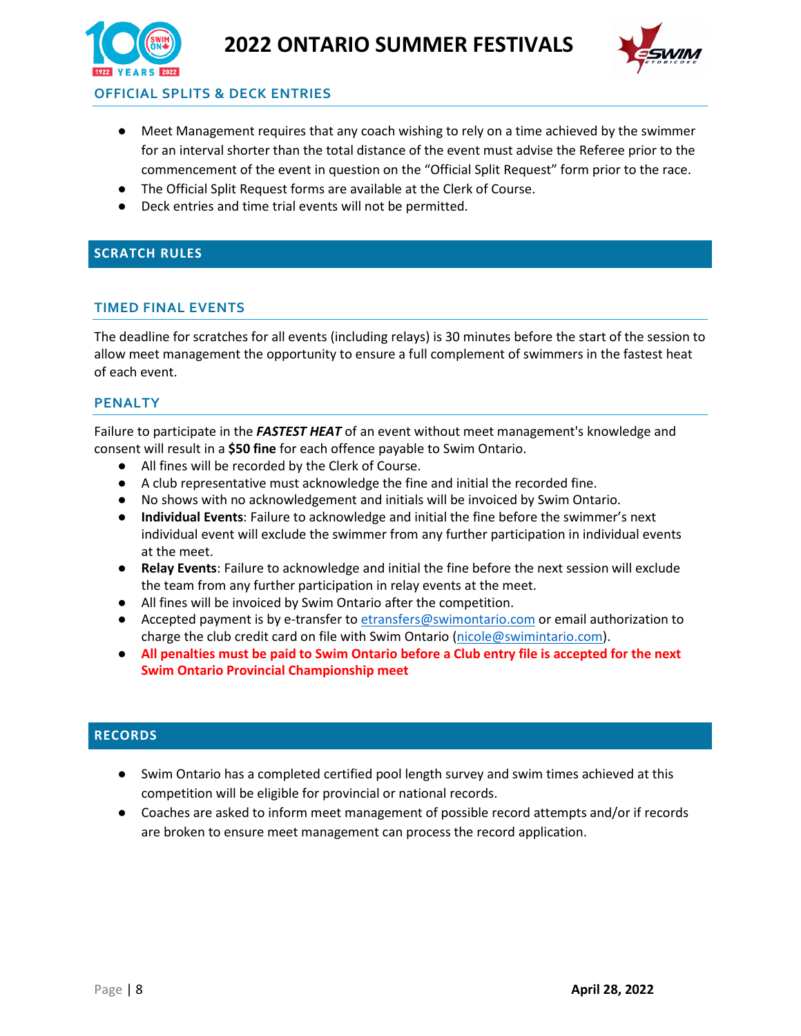## OFFICIAL SPLITS & DECK ENTRIES

- Meet Management requires that any coach wishing to rely on a time achieved by the swimmer for an interval shorter than the total distance of the event must advise the Referee prior to the commencement of the event in question on the “Official Split Request” form prior to the race.
- The Official Split Request forms are available at the Clerk of Course.
- Deck entries and time trial events will not be permitted.

## SCRATCH RULES

### TIMED FINAL EVENTS

The deadline for scratches for all events (including relays) is 30 minutes before the start of the session to allow meet management the opportunity to ensure a full complement of swimmers in the fastest heat of each event.

### PENALTY

Failure to participate in the ***FASTEST HEAT*** of an event without meet management's knowledge and consent will result in a **$50 fine** for each offence payable to Swim Ontario.

- All fines will be recorded by the Clerk of Course.
- A club representative must acknowledge the fine and initial the recorded fine.
- No shows with no acknowledgement and initials will be invoiced by Swim Ontario.
- **Individual Events**: Failure to acknowledge and initial the fine before the swimmer’s next individual event will exclude the swimmer from any further participation in individual events at the meet.
- **Relay Events**: Failure to acknowledge and initial the fine before the next session will exclude the team from any further participation in relay events at the meet.
- All fines will be invoiced by Swim Ontario after the competition.
- Accepted payment is by e-transfer to etransfers@swimontario.com or email authorization to charge the club credit card on file with Swim Ontario (nicole@swimintario.com).
- **All penalties must be paid to Swim Ontario before a Club entry file is accepted for the next Swim Ontario Provincial Championship meet**

## RECORDS

- Swim Ontario has a completed certified pool length survey and swim times achieved at this competition will be eligible for provincial or national records.
- Coaches are asked to inform meet management of possible record attempts and/or if records are broken to ensure meet management can process the record application.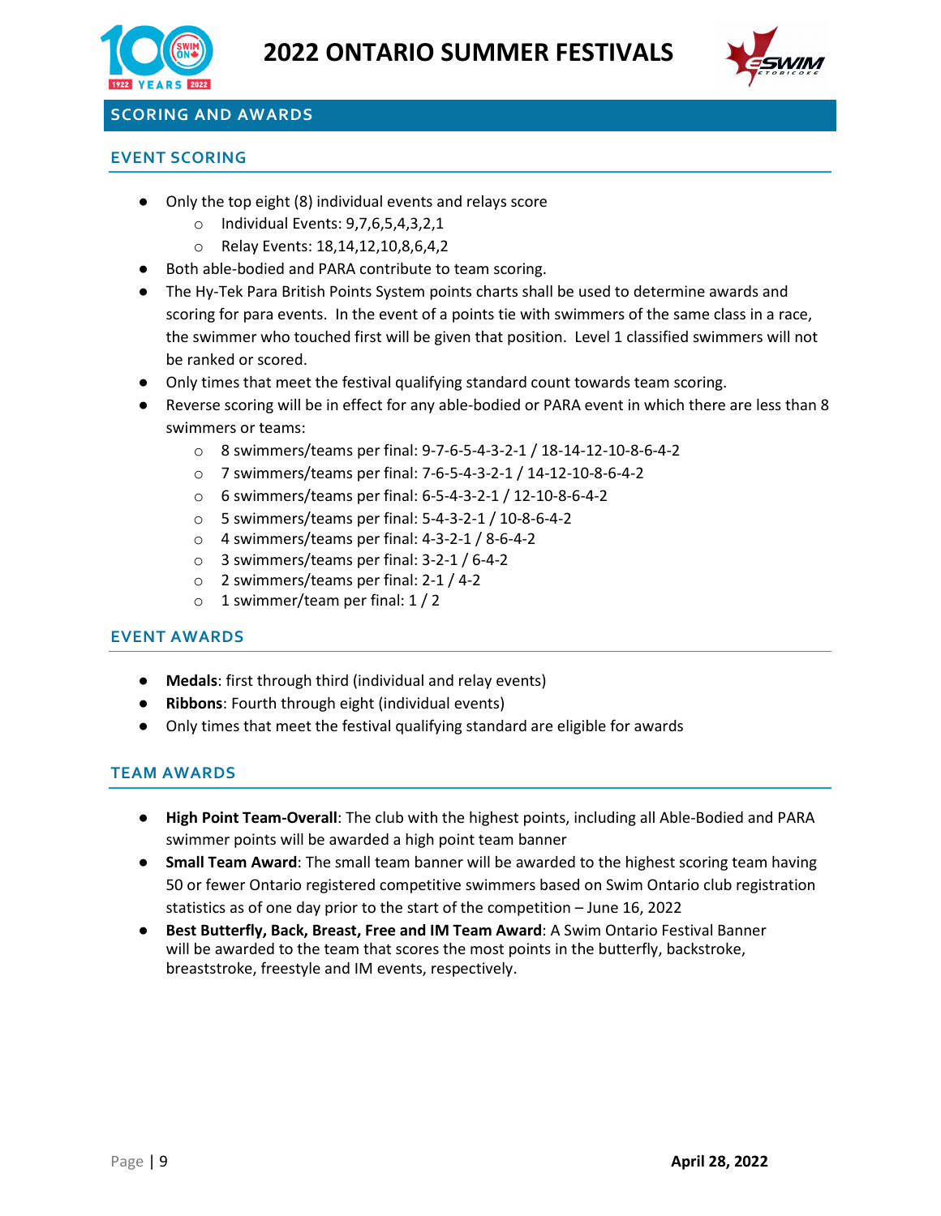# 2022 ONTARIO SUMMER FESTIVALS

## SCORING AND AWARDS

### EVENT SCORING

- Only the top eight (8) individual events and relays score
  - Individual Events: 9,7,6,5,4,3,2,1
  - Relay Events: 18,14,12,10,8,6,4,2
- Both able-bodied and PARA contribute to team scoring.
- The Hy-Tek Para British Points System points charts shall be used to determine awards and scoring for para events. In the event of a points tie with swimmers of the same class in a race, the swimmer who touched first will be given that position. Level 1 classified swimmers will not be ranked or scored.
- Only times that meet the festival qualifying standard count towards team scoring.
- Reverse scoring will be in effect for any able-bodied or PARA event in which there are less than 8 swimmers or teams:
  - 8 swimmers/teams per final: 9-7-6-5-4-3-2-1 / 18-14-12-10-8-6-4-2
  - 7 swimmers/teams per final: 7-6-5-4-3-2-1 / 14-12-10-8-6-4-2
  - 6 swimmers/teams per final: 6-5-4-3-2-1 / 12-10-8-6-4-2
  - 5 swimmers/teams per final: 5-4-3-2-1 / 10-8-6-4-2
  - 4 swimmers/teams per final: 4-3-2-1 / 8-6-4-2
  - 3 swimmers/teams per final: 3-2-1 / 6-4-2
  - 2 swimmers/teams per final: 2-1 / 4-2
  - 1 swimmer/team per final: 1 / 2

### EVENT AWARDS

- **Medals**: first through third (individual and relay events)
- **Ribbons**: Fourth through eight (individual events)
- Only times that meet the festival qualifying standard are eligible for awards

### TEAM AWARDS

- **High Point Team-Overall**: The club with the highest points, including all Able-Bodied and PARA swimmer points will be awarded a high point team banner
- **Small Team Award**: The small team banner will be awarded to the highest scoring team having 50 or fewer Ontario registered competitive swimmers based on Swim Ontario club registration statistics as of one day prior to the start of the competition – June 16, 2022
- **Best Butterfly, Back, Breast, Free and IM Team Award**: A Swim Ontario Festival Banner will be awarded to the team that scores the most points in the butterfly, backstroke, breaststroke, freestyle and IM events, respectively.

April 28, 2022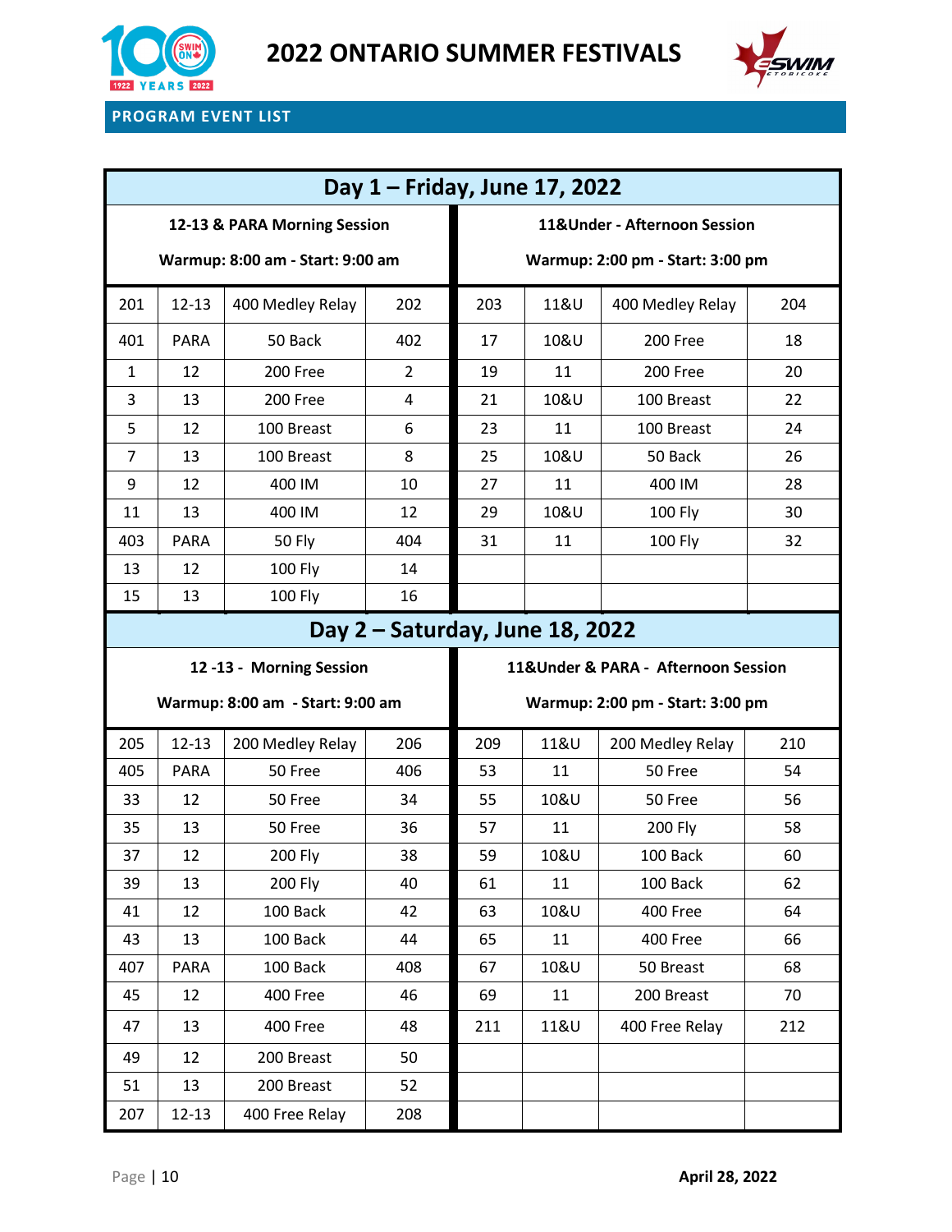# 2022 ONTARIO SUMMER FESTIVALS

## PROGRAM EVENT LIST

### Day 1 – Friday, June 17, 2022

| 12-13 & PARA Morning Session<br>Warmup: 8:00 am - Start: 9:00 am | | | | 11&Under - Afternoon Session<br>Warmup: 2:00 pm - Start: 3:00 pm | | | |
|---|---|---|---|---|---|---|---|
| 201 | 12-13 | 400 Medley Relay | 202 | 203 | 11&U | 400 Medley Relay | 204 |
| 401 | PARA | 50 Back | 402 | 17 | 10&U | 200 Free | 18 |
| 1 | 12 | 200 Free | 2 | 19 | 11 | 200 Free | 20 |
| 3 | 13 | 200 Free | 4 | 21 | 10&U | 100 Breast | 22 |
| 5 | 12 | 100 Breast | 6 | 23 | 11 | 100 Breast | 24 |
| 7 | 13 | 100 Breast | 8 | 25 | 10&U | 50 Back | 26 |
| 9 | 12 | 400 IM | 10 | 27 | 11 | 400 IM | 28 |
| 11 | 13 | 400 IM | 12 | 29 | 10&U | 100 Fly | 30 |
| 403 | PARA | 50 Fly | 404 | 31 | 11 | 100 Fly | 32 |
| 13 | 12 | 100 Fly | 14 | | | | |
| 15 | 13 | 100 Fly | 16 | | | | |

### Day 2 – Saturday, June 18, 2022

| 12 -13 - Morning Session<br>Warmup: 8:00 am - Start: 9:00 am | | | | 11&Under & PARA - Afternoon Session<br>Warmup: 2:00 pm - Start: 3:00 pm | | | |
|---|---|---|---|---|---|---|---|
| 205 | 12-13 | 200 Medley Relay | 206 | 209 | 11&U | 200 Medley Relay | 210 |
| 405 | PARA | 50 Free | 406 | 53 | 11 | 50 Free | 54 |
| 33 | 12 | 50 Free | 34 | 55 | 10&U | 50 Free | 56 |
| 35 | 13 | 50 Free | 36 | 57 | 11 | 200 Fly | 58 |
| 37 | 12 | 200 Fly | 38 | 59 | 10&U | 100 Back | 60 |
| 39 | 13 | 200 Fly | 40 | 61 | 11 | 100 Back | 62 |
| 41 | 12 | 100 Back | 42 | 63 | 10&U | 400 Free | 64 |
| 43 | 13 | 100 Back | 44 | 65 | 11 | 400 Free | 66 |
| 407 | PARA | 100 Back | 408 | 67 | 10&U | 50 Breast | 68 |
| 45 | 12 | 400 Free | 46 | 69 | 11 | 200 Breast | 70 |
| 47 | 13 | 400 Free | 48 | 211 | 11&U | 400 Free Relay | 212 |
| 49 | 12 | 200 Breast | 50 | | | | |
| 51 | 13 | 200 Breast | 52 | | | | |
| 207 | 12-13 | 400 Free Relay | 208 | | | | |

April 28, 2022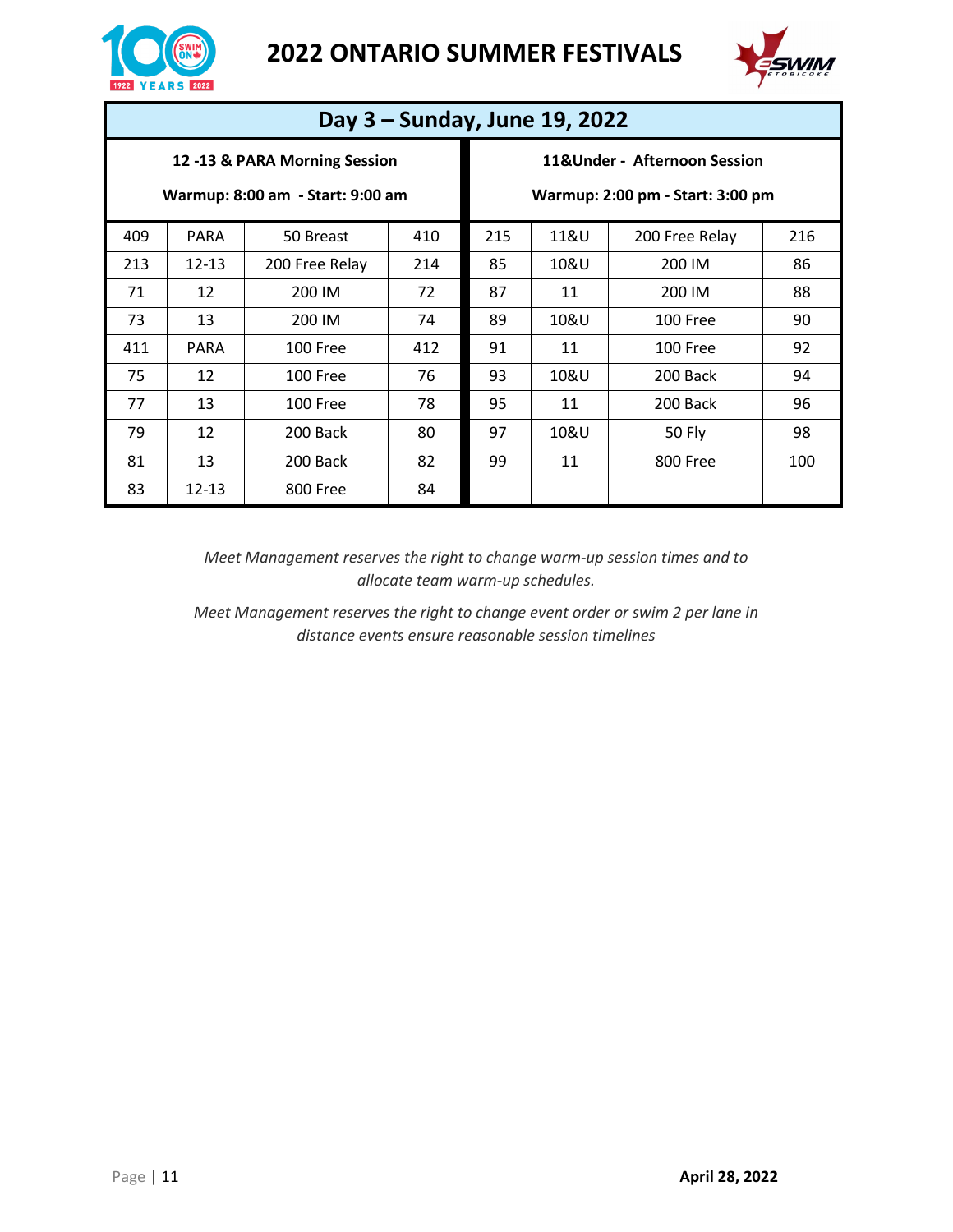# 2022 ONTARIO SUMMER FESTIVALS

## Day 3 – Sunday, June 19, 2022

| 12 -13 & PARA Morning Session<br>Warmup: 8:00 am - Start: 9:00 am | | | | 11&Under - Afternoon Session<br>Warmup: 2:00 pm - Start: 3:00 pm | | | |
|---|---|---|---|---|---|---|---|
| 409 | PARA | 50 Breast | 410 | 215 | 11&U | 200 Free Relay | 216 |
| 213 | 12-13 | 200 Free Relay | 214 | 85 | 10&U | 200 IM | 86 |
| 71 | 12 | 200 IM | 72 | 87 | 11 | 200 IM | 88 |
| 73 | 13 | 200 IM | 74 | 89 | 10&U | 100 Free | 90 |
| 411 | PARA | 100 Free | 412 | 91 | 11 | 100 Free | 92 |
| 75 | 12 | 100 Free | 76 | 93 | 10&U | 200 Back | 94 |
| 77 | 13 | 100 Free | 78 | 95 | 11 | 200 Back | 96 |
| 79 | 12 | 200 Back | 80 | 97 | 10&U | 50 Fly | 98 |
| 81 | 13 | 200 Back | 82 | 99 | 11 | 800 Free | 100 |
| 83 | 12-13 | 800 Free | 84 | | | | |

*Meet Management reserves the right to change warm-up session times and to allocate team warm-up schedules.*

*Meet Management reserves the right to change event order or swim 2 per lane in distance events ensure reasonable session timelines*

**April 28, 2022**